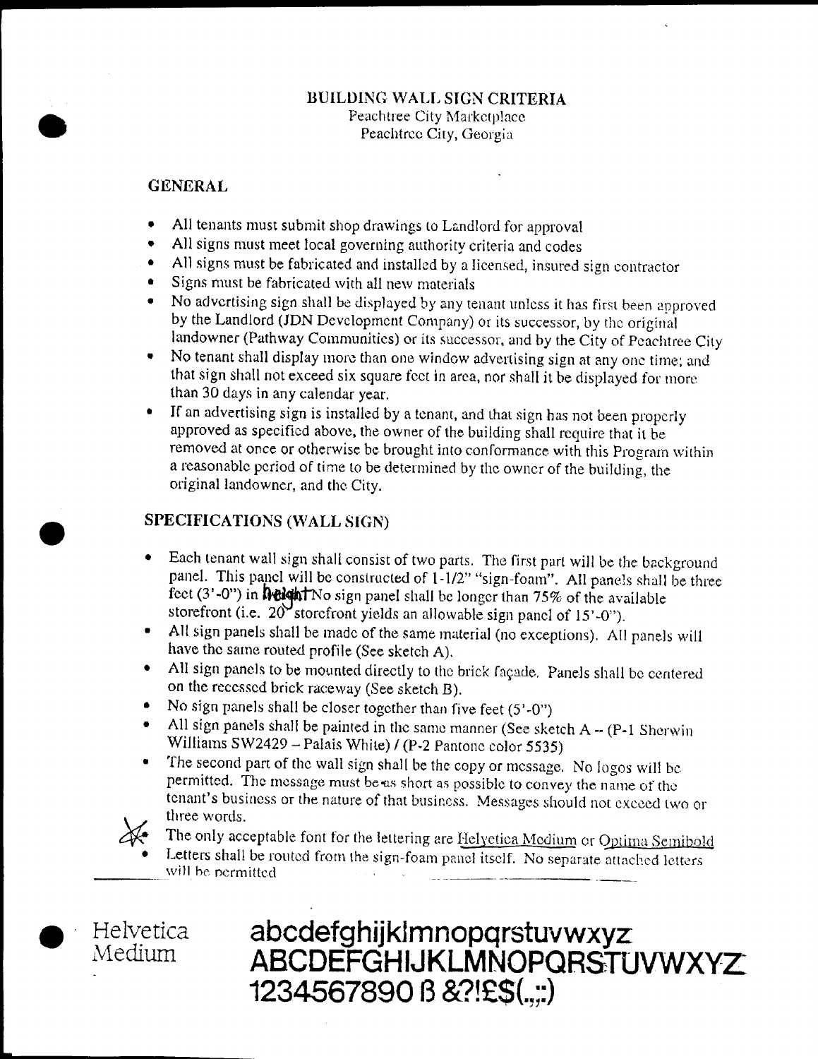# BUILDING WALL SIGN CRITERIA

Peachtree City Marketplace
Peachtree City, Georgia

## GENERAL

- All tenants must submit shop drawings to Landlord for approval
- All signs must meet local governing authority criteria and codes
- All signs must be fabricated and installed by a licensed, insured sign contractor
- Signs must be fabricated with all new materials
- No advertising sign shall be displayed by any tenant unless it has first been approved by the Landlord (JDN Development Company) or its successor, by the original landowner (Pathway Communities) or its successor, and by the City of Peachtree City
- No tenant shall display more than one window advertising sign at any one time; and that sign shall not exceed six square feet in area, nor shall it be displayed for more than 30 days in any calendar year.
- If an advertising sign is installed by a tenant, and that sign has not been properly approved as specified above, the owner of the building shall require that it be removed at once or otherwise be brought into conformance with this Program within a reasonable period of time to be determined by the owner of the building, the original landowner, and the City.

## SPECIFICATIONS (WALL SIGN)

- Each tenant wall sign shall consist of two parts. The first part will be the background panel. This panel will be constructed of 1-1/2" "sign-foam". All panels shall be three feet (3'-0") in height. No sign panel shall be longer than 75% of the available storefront (i.e. 20' storefront yields an allowable sign panel of 15'-0").
- All sign panels shall be made of the same material (no exceptions). All panels will have the same routed profile (See sketch A).
- All sign panels to be mounted directly to the brick façade. Panels shall be centered on the recessed brick raceway (See sketch B).
- No sign panels shall be closer together than five feet (5'-0")
- All sign panels shall be painted in the same manner (See sketch A -- (P-1 Sherwin Williams SW2429 – Palais White) / (P-2 Pantone color 5535)
- The second part of the wall sign shall be the copy or message. No logos will be permitted. The message must be as short as possible to convey the name of the tenant's business or the nature of that business. Messages should not exceed two or three words.
- The only acceptable font for the lettering are Helvetica Medium or Optima Semibold
- Letters shall be routed from the sign-foam panel itself. No separate attached letters will be permitted

Helvetica Medium

abcdefghijklmnopqrstuvwxyz
ABCDEFGHIJKLMNOPQRSTUVWXYZ
1234567890 ß &?!£$(.,;:)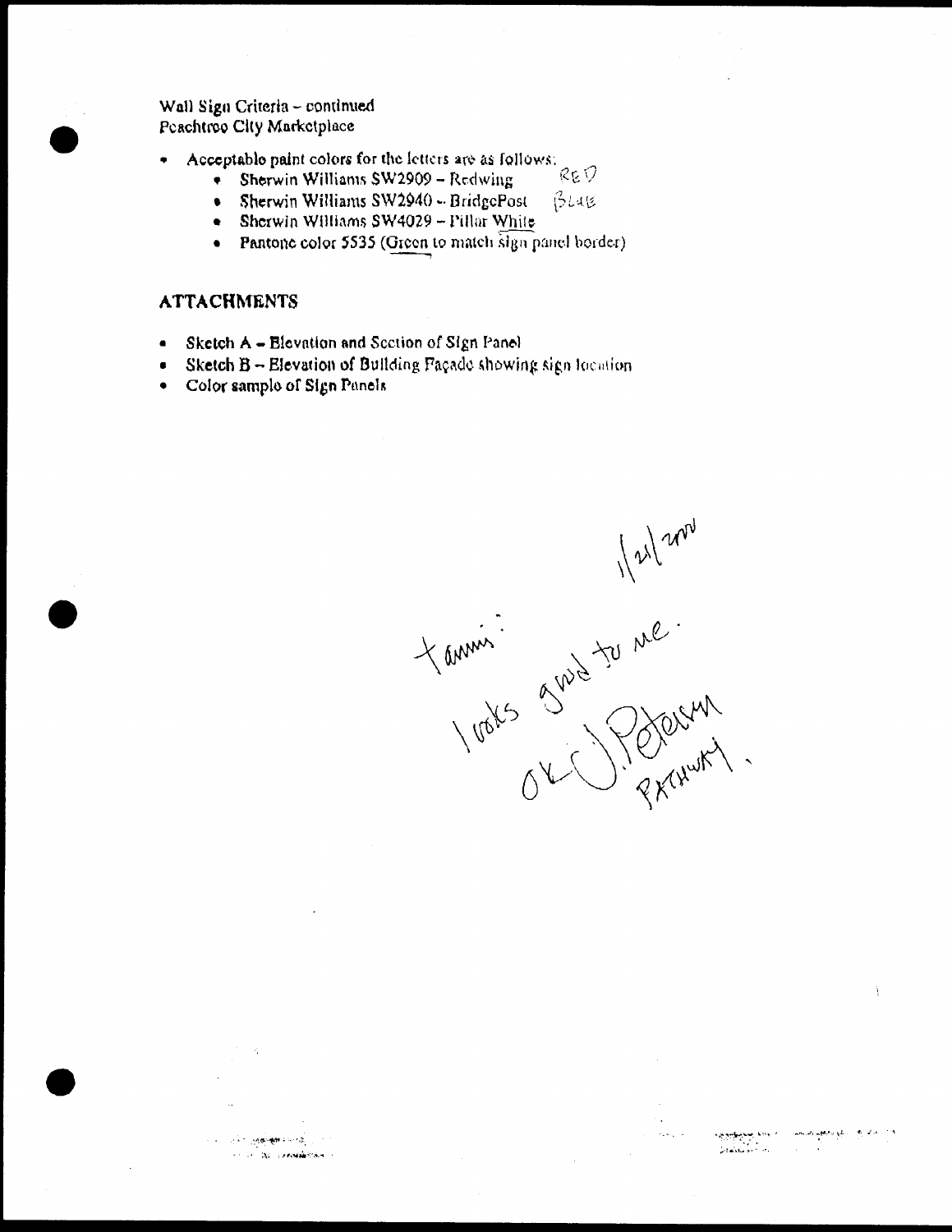Wall Sign Criteria – continued
Peachtree City Marketplace

- Acceptable paint colors for the letters are as follows:
  - Sherwin Williams SW2909 – Redwing RED
  - Sherwin Williams SW2940 – BridgePost BLUE
  - Sherwin Williams SW4029 – Pillar White
  - Pantone color 5535 (Green to match sign panel border)

## ATTACHMENTS

- Sketch A – Elevation and Section of Sign Panel
- Sketch B – Elevation of Building Façade showing sign location
- Color sample of Sign Panels

1/21/2000

Tammi:
looks good to me.
OK J. Peterson
PATHWAY.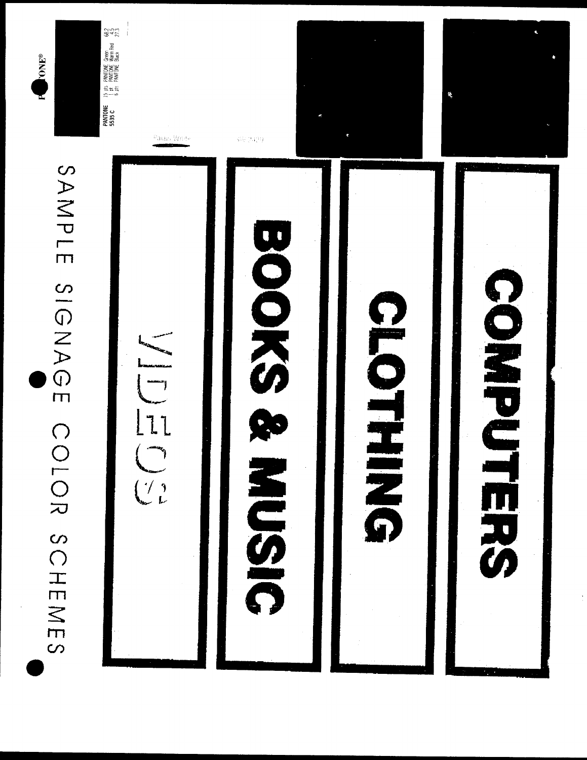# SAMPLE SIGNAGE COLOR SCHEMES

PANTONE®

PANTONE 5535 C

15 pts PANTONE Green 68.2
1 pt PANTONE Warm Red 4.5
6 pts PANTONE Black 27.3

**COMPUTERS**

**CLOTHING**

**BOOKS & MUSIC**

VIDEOS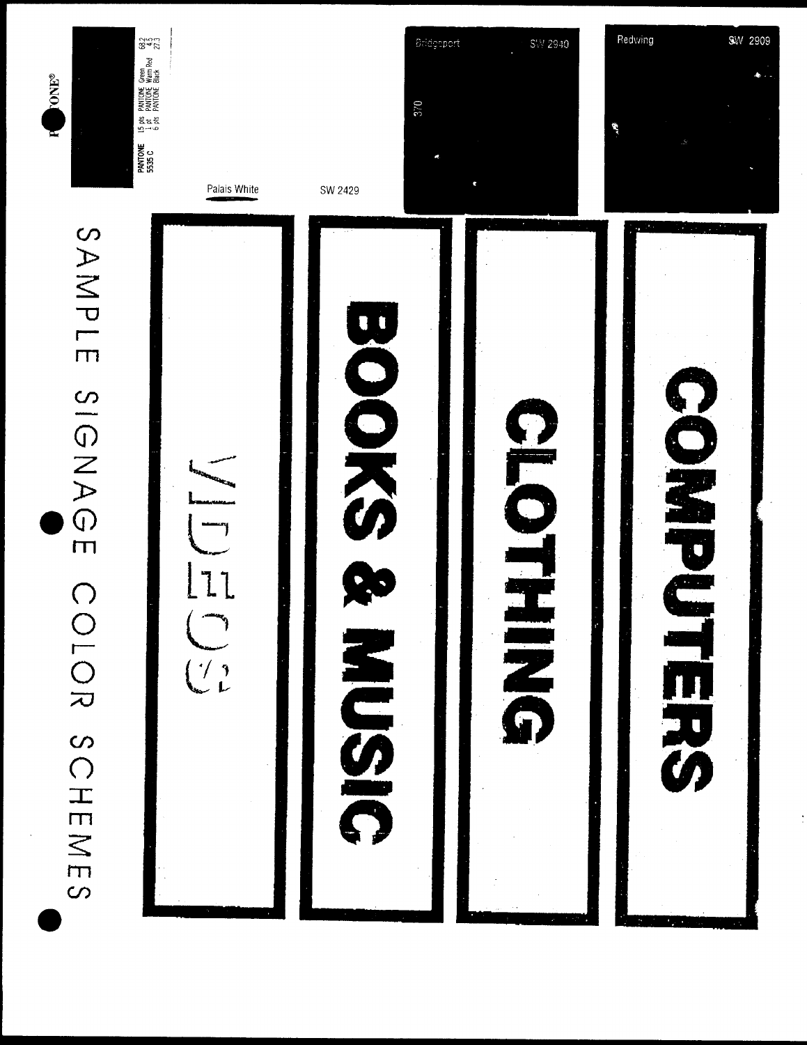# SAMPLE SIGNAGE COLOR SCHEMES

PANTONE®

PANTONE 5535 C

15 pts PANTONE Green 68.2
1 pt PANTONE Warm Red 4.5
6 pts PANTONE Black 27.3

Palais White SW 2429

Bridgeport SW 2940

370

Redwing SW 2909

COMPUTERS

CLOTHING

BOOKS & MUSIC

VIDEOS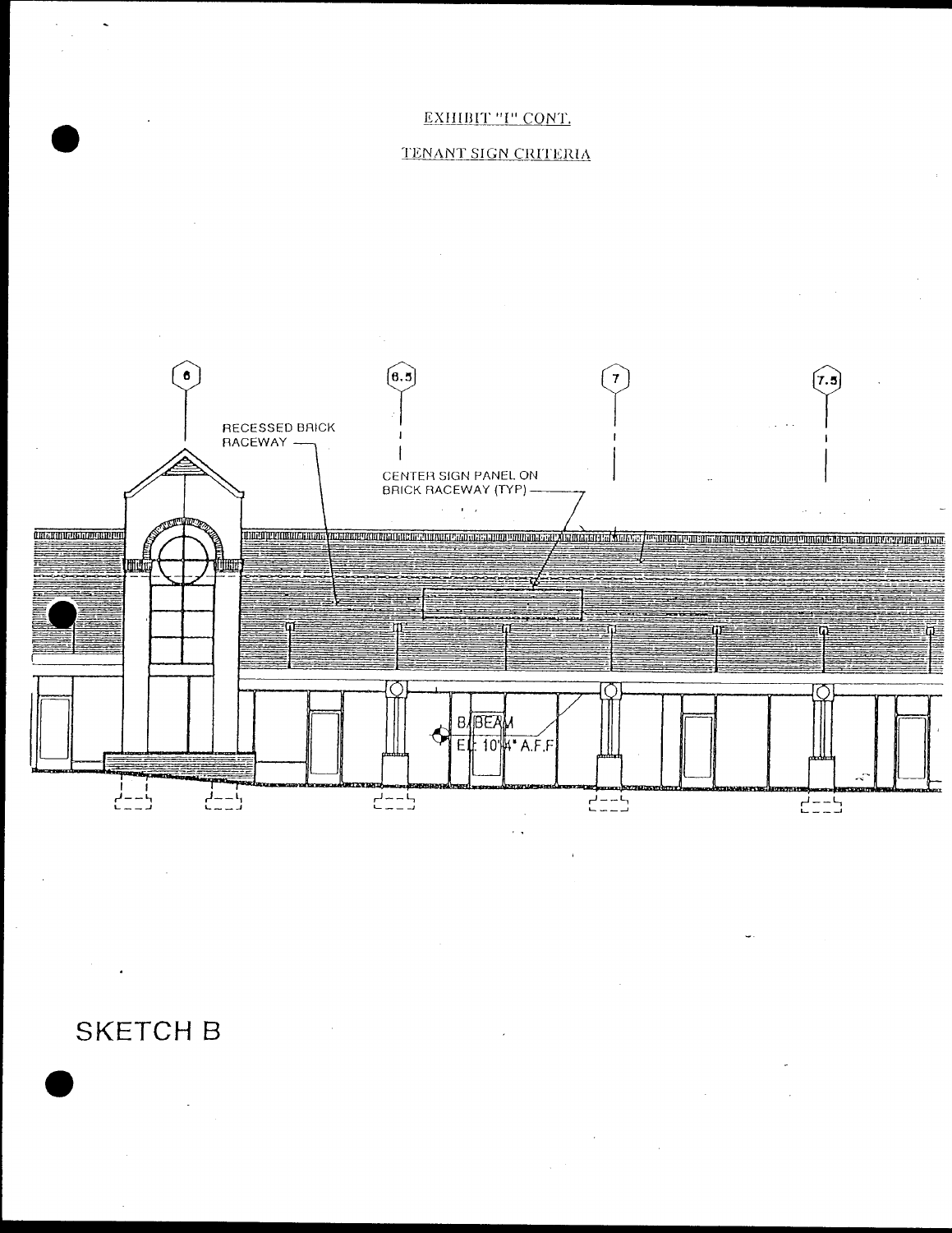EXHIBIT "I" CONT.

TENANT SIGN CRITERIA

6

6.5

7

7.5

RECESSED BRICK RACEWAY

CENTER SIGN PANEL ON BRICK RACEWAY (TYP)

B/BEAM
EL: 10'4" A.F.F

SKETCH B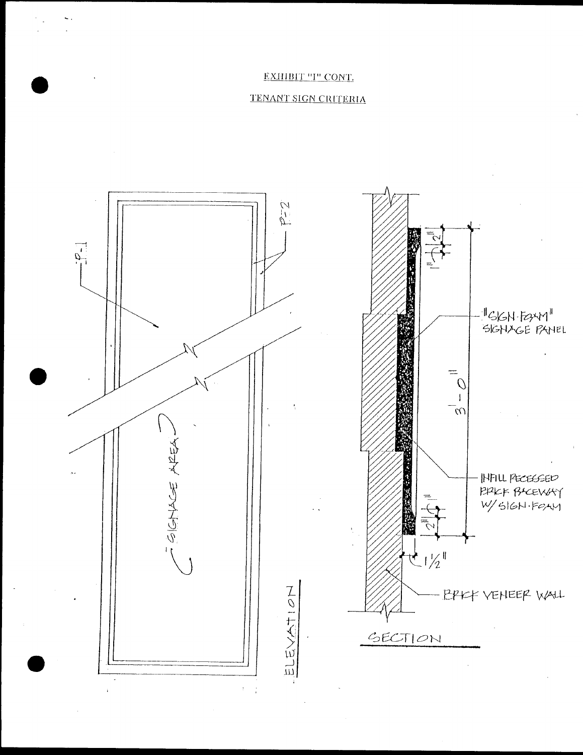EXHIBIT "I" CONT.

TENANT SIGN CRITERIA

P-1

P-2

SIGNAGE AREA

ELEVATION

"SIGN-FOAM" SIGNAGE PANEL

3'-0"

1" 2"

2" 1"

1 1/2"

INFILL RECESSED BRICK RACEWAY W/ SIGN-FOAM

BRICK VENEER WALL

SECTION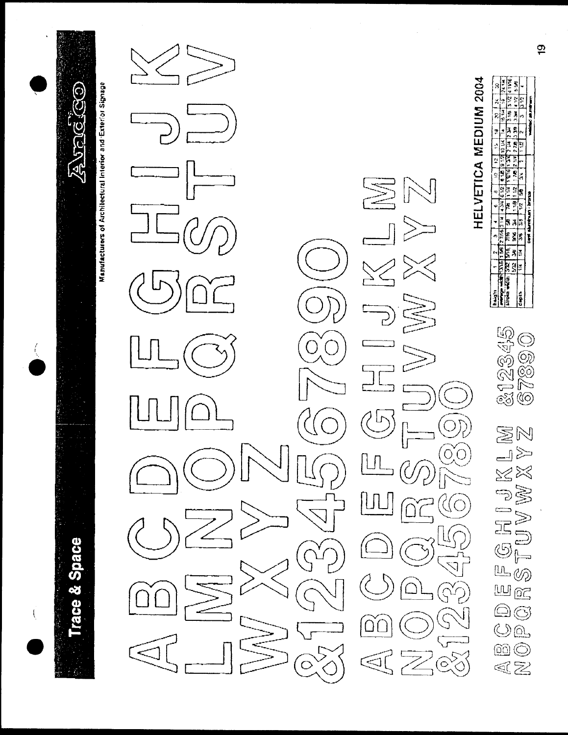**Trace & Space**

**Andco**

Manufacturers of Architectural Interior and Exterior Signage

A B C D E F G H I J K
L M N O P Q R S T U V
W X Y Z
& 1 2 3 4 5 6 7 8 9 0

A B C D E F G H I J K L M
N O P Q R S T U V W X Y Z
& 1 2 3 4 5 6 7 8 9 0

A B C D E F G H I J K L M &12345
N O P Q R S T U V W X Y Z 67890

## HELVETICA MEDIUM 2004

| height | 1 | 2 | 3 | 4 | 6 | 8 | 10 | 12 | 15 | 18 | 20 | 24 | 30 |
|---|---|---|---|---|---|---|---|---|---|---|---|---|---|
| average width | 13/16 | 1 5/8 | 2 7/16 | 3 1/4 | 4 3/4 | 6 1/2 | 8 1/8 | 9 1/2 | 10 1/4 | 14 | 16 1/4 | 19 | 24 1/4 |
| stroke width | 3/32 | 5/16 | 7/16 | 5/8 | 7/8 | 1 1/4 | 1 5/16 | 1 3/4 | 2 1/4 | 2 3/4 | 3 1/8 | 3 1/2 | 4 11/16 |
| | 5/32 | 3/4 | 9/16 | 3/4 | 1 1/8 | 1 1/2 | 1 7/8 | 2 1/4 | 2 7/8 | 3 3/8 | 3 3/4 | 4 1/2 | 5 5/8 |
| depth | 1/4 | 1/4 | 3/8 | 3/8 | 1/2 | 5/8 | 3/4 | 1 | 1 1/2 | 2 | 3 | 3 1/2 | 4 |
| | cast aluminum · bronze | | | | | | | welded aluminum | | | | | |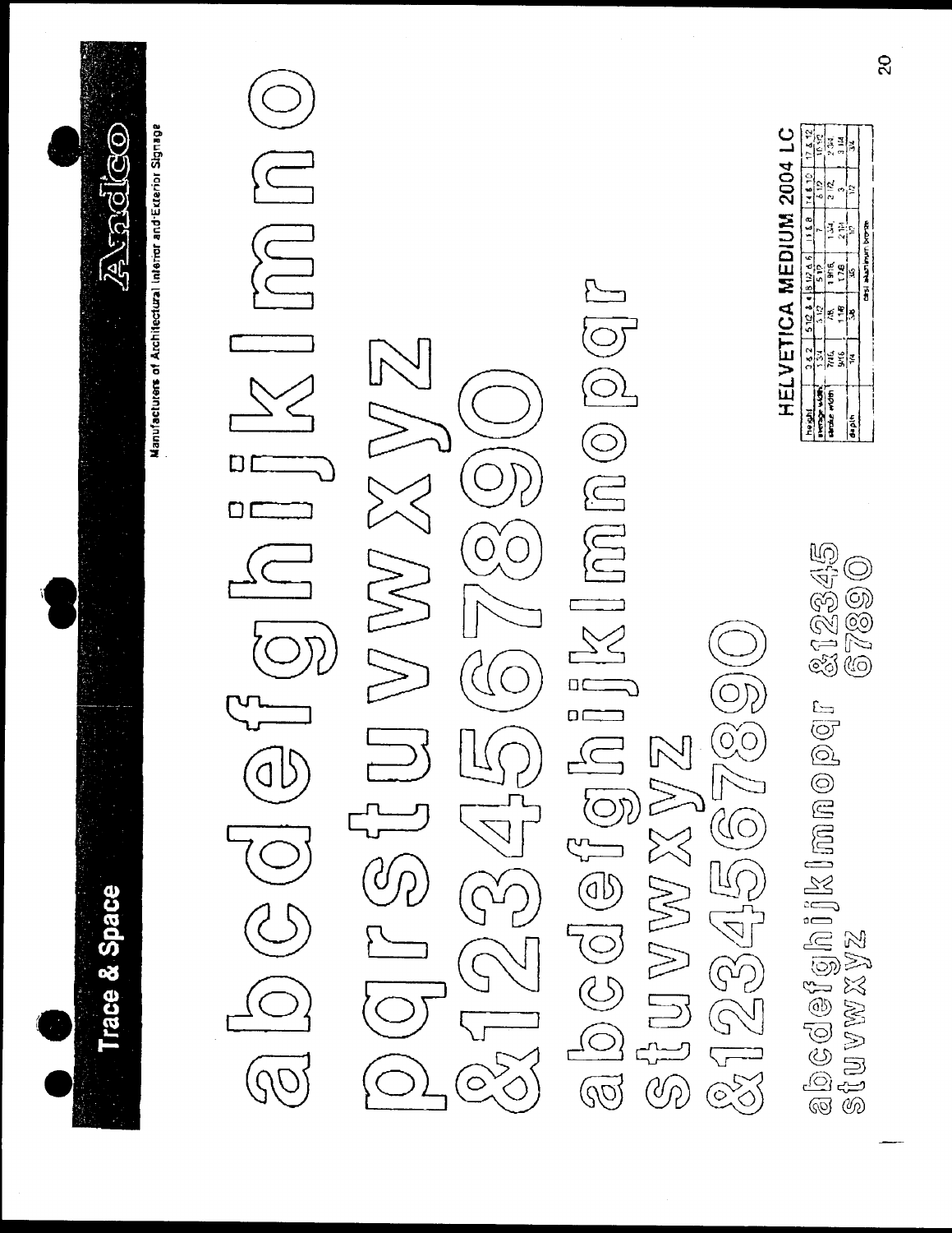# Trace & Space

Andco

Manufacturers of Architectural Interior and Exterior Signage

abcdefghijklmno
pqrstuvwxyz
&1234567890

abcdefghijklmnopqr
stuvwxyz
&1234567890

abcdefghijklmnopqr &12345
stuvwxyz 67890

## HELVETICA MEDIUM 2004 LC

| height | 3 & 2 | 5 1/2 & 4 | 5 1/2 & 6 | 11 & 8 | 14 & 10 | 17 & 12 |
|---|---|---|---|---|---|---|
| average width | 1 3/4 | 3 1/2 | 5 1/2 | 7 | 8 1/2 | 10 1/2 |
| stroke width | 7/16 | 7/8 | 1 9/16 | 1 3/4 | 2 1/2 | 2 3/4 |
| | 9/16 | 1 1/8 | 1 7/8 | 2 1/4 | 3 | 3 1/4 |
| depth | 1/4 | 3/8 | 3/8 | 1/2 | 1/2 | 3/4 |
| | cast aluminum bronze | | | | | |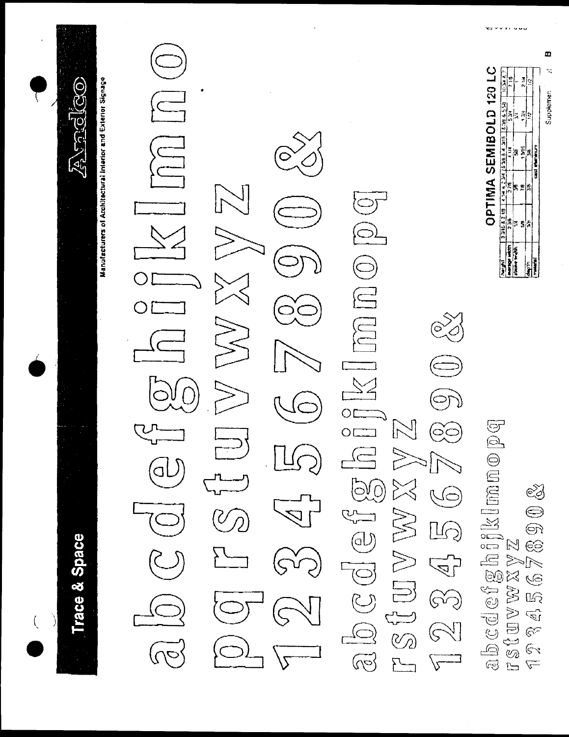# Trace & Space

Andco

Manufacturers of Architectural Interior and Exterior Signage

abcdefghijklmno
pqrstuvwxyz
1234567890&

abcdefghijklmnopq
rstuvwxyz
1234567890&

abcdefghijklmnopq
rstuvwxyz
1234567890&

## OPTIMA SEMIBOLD 120 LC

| height | 3 3/16 & 2 1/8 | 4 1/4 & 2 3/4 | 6 3/8 & 4 3/16 | 8 3/8 & 5 5/8 | 10 3/4 & 7 |
| --- | --- | --- | --- | --- | --- |
| average width | 2 3/8 | 2 7/8 | 4 1/4 | 5 3/4 | 7 1/8 |
| stroke width | 1/4 | 3/8 | 5/8 | 3/4 | 1 |
| depth | 5/8 | 7/8 | 1 5/16 | 1 3/4 | 2 1/4 |
| | 3/8 | 3/8 | 3/8 | 1/2 | 1/2 |
| material | cast aluminum | | | | |

Supplement B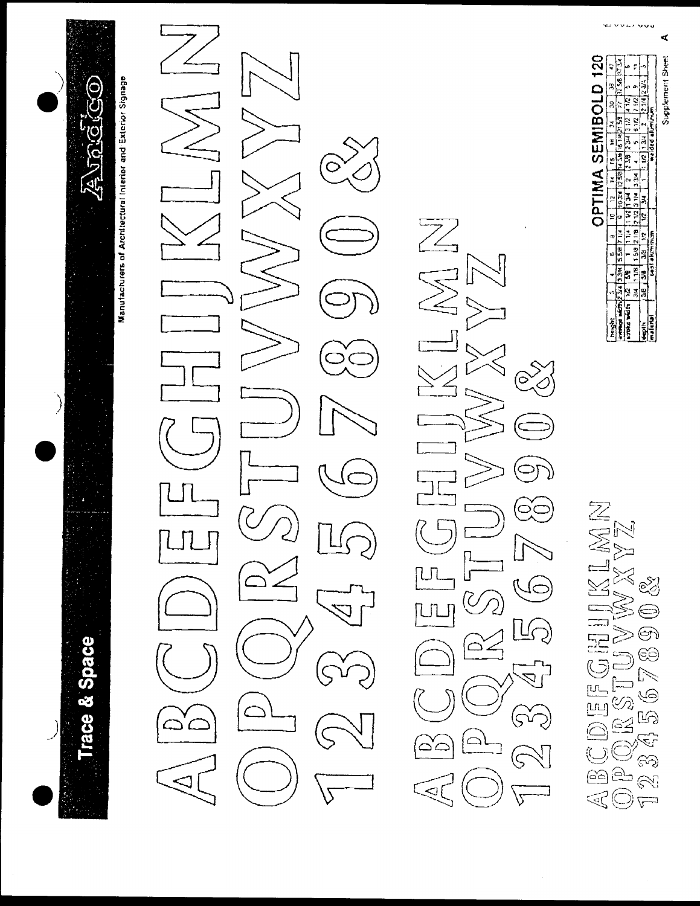# Trace & Space

Andco

Manufacturers of Architectural Interior and Exterior Signage

ABCDEFGHIJKLMN
OPQRSTUVWXYZ
1234567890&

ABCDEFGHIJKLMN
OPQRSTUVWXYZ
1234567890&

ABCDEFGHIJKLMN
OPQRSTUVWXYZ
1234567890&

## OPTIMA SEMIBOLD 120

| height | 3 | 4 | 6 | 8 | 10 | 12 | 14 | 16 | 18 | 24 | 30 | 36 | 42 |
|---|---|---|---|---|---|---|---|---|---|---|---|---|---|
| average width | 2 3/4 | 3 3/8 | 5 5/8 | 7 1/4 | 9 | 10 3/4 | 12 5/8 | 14 3/8 | 16 1/8 | 21 5/8 | 27 | 32 5/8 | 37 3/4 |
| stroke width | 1/2 | 5/8 | 1 | 1 1/4 | 1 1/2 | 1 3/4 | 2 | 2 3/8 | 2 3/4 | 3 1/2 | 4 1/2 | 5 | 6 |
| | 3/4 | 1 1/8 | 1 5/8 | 2 1/8 | 2 1/2 | 3 1/4 | 3 3/4 | 4 | 5 | 6 1/2 | 7 1/2 | 9 | 11 |
| depth | 3/8 | 3/8 | 3/8 | 1/2 | 1/2 | 3/4 | 1 | 1 1/2 | 1 3/4 | 2 | 2 1/4 | 2 1/4 | 3 |
| material | cast aluminum | | | | | | welded aluminum | | | | | | |

Supplement Sheet

A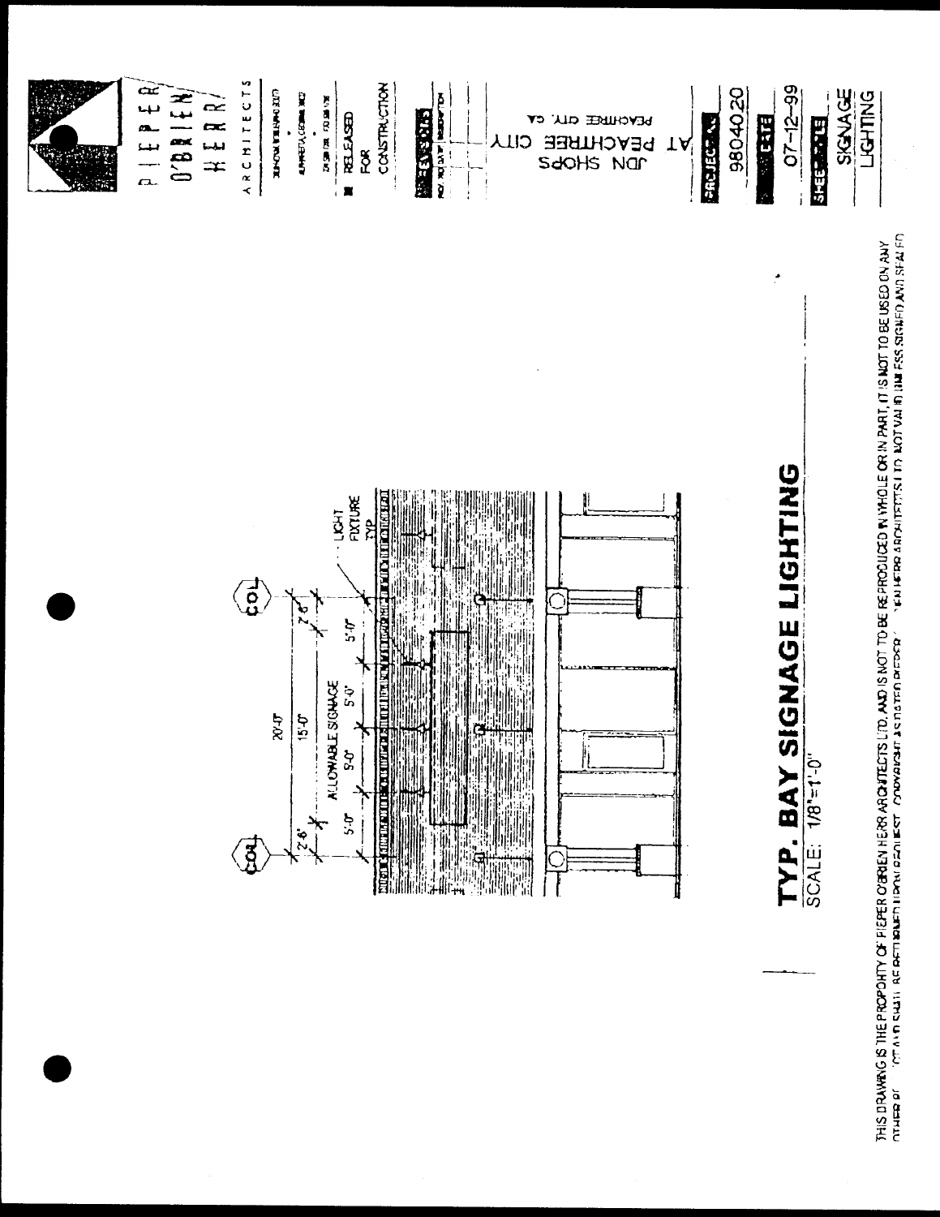# TYP. BAY SIGNAGE LIGHTING

SCALE: 1/8"=1'-0"

COL

COL

20'-0"

15'-0"

2'-6"

2'-6"

ALLOWABLE SIGNAGE

5'-0"

5'-0"

5'-0"

5'-0"

LIGHT FIXTURE TYP.

PIEPER O'BRIEN HERR ARCHITECTS

RELEASED FOR CONSTRUCTION

JDN SHOPS AT PEACHTREE CITY

PEACHTREE CITY, GA

PROJECT NO.

9804020

DATE

07-12-99

SHEET TITLE

SIGNAGE LIGHTING

THIS DRAWING IS THE PROPERTY OF PIEPER O'BRIEN HERR ARCHITECTS LTD. AND IS NOT TO BE REPRODUCED IN WHOLE OR IN PART. IT IS NOT TO BE USED ON ANY OTHER PROJECT AND SHALL BE RETURNED UPON REQUEST. COPYRIGHT AS DATED PIEPER O'BRIEN HERR ARCHITECTS LTD. NOT VALID UNLESS SIGNED AND SEALED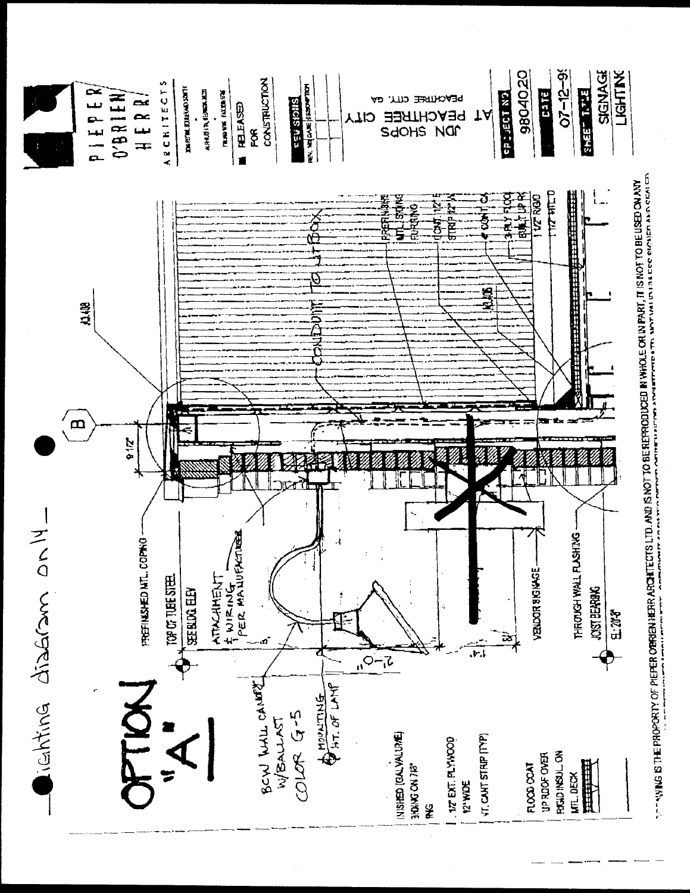Lighting diagram only

# OPTION "A"

BCW WALL CANOPY W/BALLAST COLOR G-5

MOUNTING HT. OF LAMP

2'-0"

PREFINISHED MTL. COPING

TOP OF TUBE STEEL

SEE BLDG. ELEV

ATTACHMENT & WIRING PER MANUFACTURER

9 1/2"

B

A3.4B

CONDUIT TO J-BOX

A3.05

VENDOR SIGNAGE

THROUGH WALL FLASHING

JOIST BEARING

EL. 20'-8"

INISHED (GALVALUME) SIDING ON 7/8" RING

1/2" EXT. PLYWOOD 12" WIDE

T. CANT STRIP (TYP)

FLOOD COAT UP ROOF OVER RIGID INSUL. ON MTL. DECK

PREFINISHED MTL. SIDING FURRING

CONT. 1/2" STRIP 12" W

CONT. CA

3-PLY FLOO BUILT UP R

1 1/2" RIGID

1 1/2" MTL. D

DRAWING IS THE PROPERTY OF PIEPER O'BRIEN HERR ARCHITECTS LTD. AND IS NOT TO BE REPRODUCED IN WHOLE OR IN PART. IT IS NOT TO BE USED ON ANY

PIEPER O'BRIEN HERR ARCHITECTS

RELEASED FOR CONSTRUCTION

REVISIONS

REV. NO. | DATE | DESCRIPTION

JDN SHOPS AT PEACHTREE CITY

PEACHTREE CITY, GA

PROJECT NO. 9804020

DATE 07-12-99

SHEET TITLE SIGNAGE LIGHTING